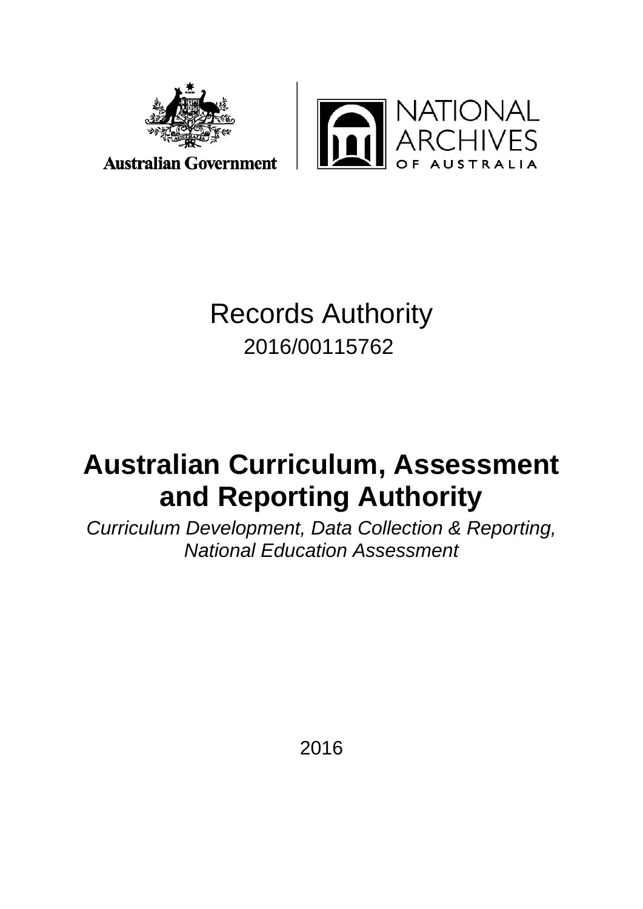Australian Government

NATIONAL ARCHIVES OF AUSTRALIA

# Records Authority

2016/00115762

# Australian Curriculum, Assessment and Reporting Authority

*Curriculum Development, Data Collection & Reporting, National Education Assessment*

2016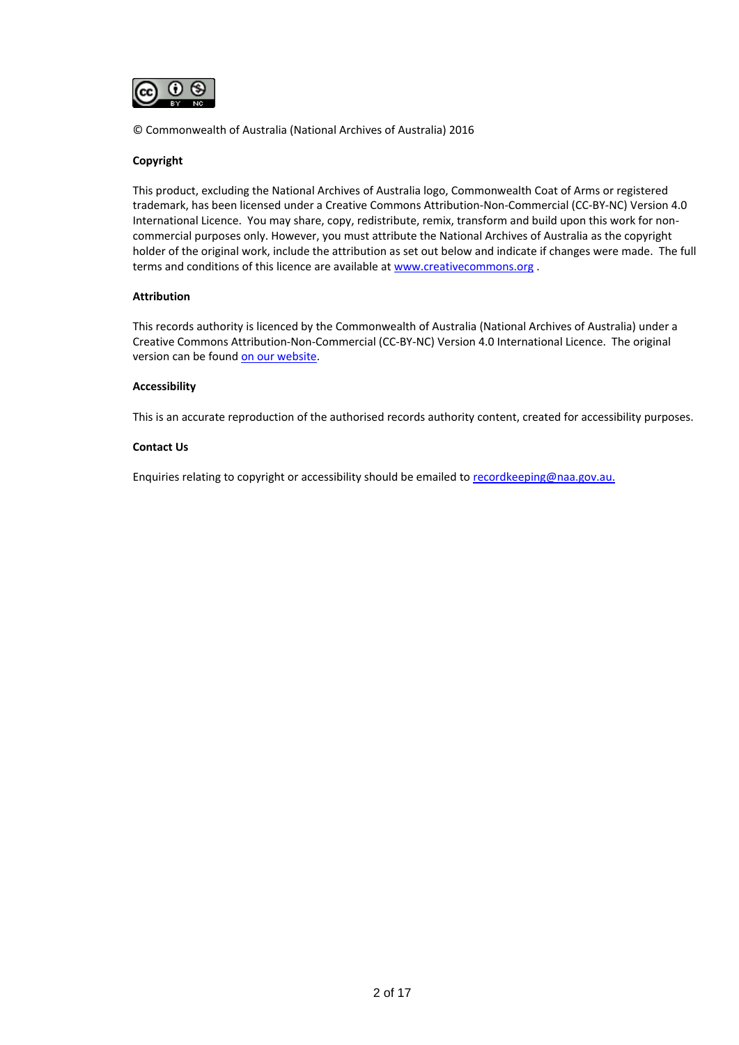© Commonwealth of Australia (National Archives of Australia) 2016

**Copyright**

This product, excluding the National Archives of Australia logo, Commonwealth Coat of Arms or registered trademark, has been licensed under a Creative Commons Attribution-Non-Commercial (CC-BY-NC) Version 4.0 International Licence. You may share, copy, redistribute, remix, transform and build upon this work for non-commercial purposes only. However, you must attribute the National Archives of Australia as the copyright holder of the original work, include the attribution as set out below and indicate if changes were made. The full terms and conditions of this licence are available at [www.creativecommons.org](www.creativecommons.org) .

**Attribution**

This records authority is licenced by the Commonwealth of Australia (National Archives of Australia) under a Creative Commons Attribution-Non-Commercial (CC-BY-NC) Version 4.0 International Licence. The original version can be found on our website.

**Accessibility**

This is an accurate reproduction of the authorised records authority content, created for accessibility purposes.

**Contact Us**

Enquiries relating to copyright or accessibility should be emailed to recordkeeping@naa.gov.au.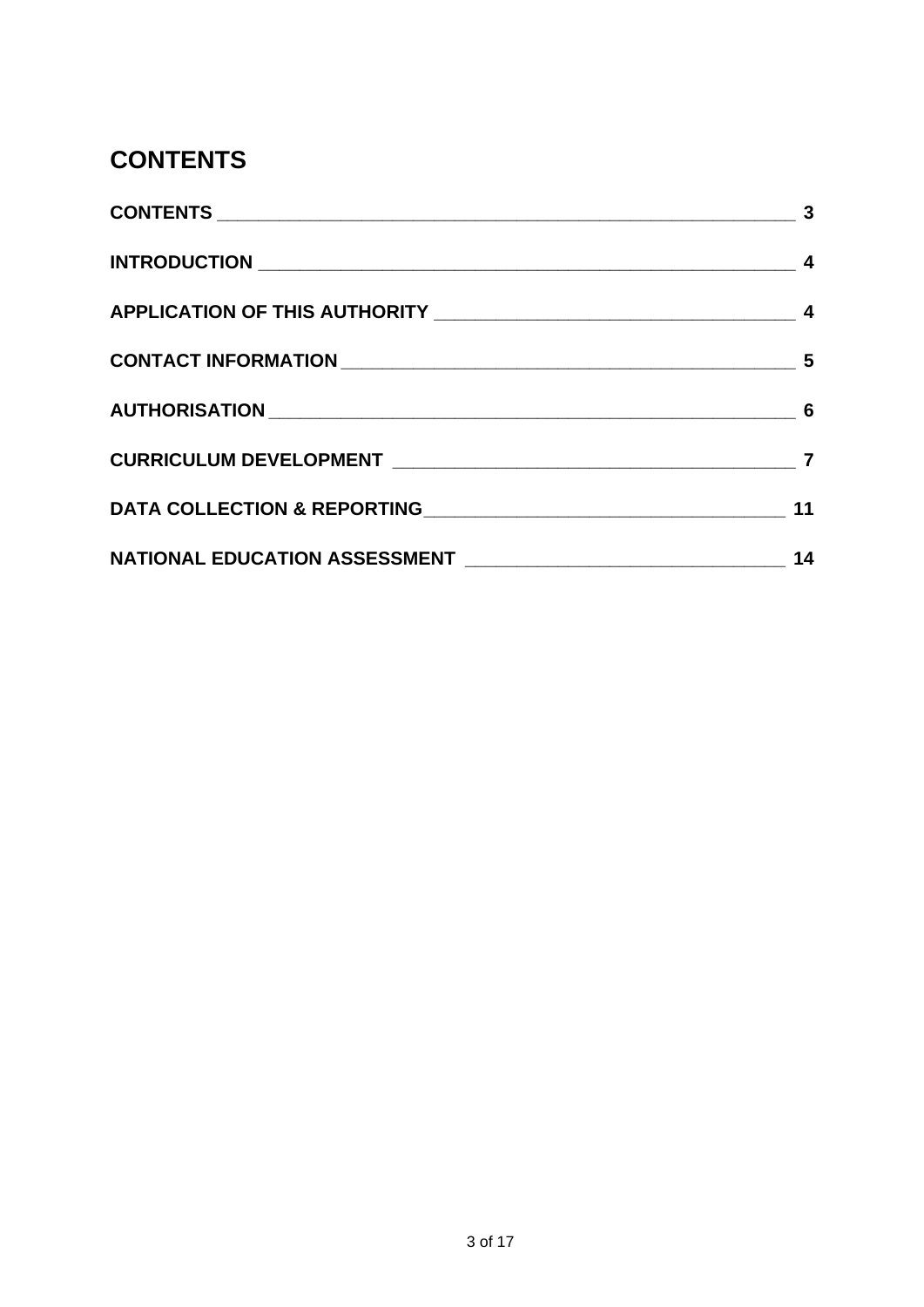# CONTENTS

| | |
|---|---|
| **CONTENTS** | **3** |
| **INTRODUCTION** | **4** |
| **APPLICATION OF THIS AUTHORITY** | **4** |
| **CONTACT INFORMATION** | **5** |
| **AUTHORISATION** | **6** |
| **CURRICULUM DEVELOPMENT** | **7** |
| **DATA COLLECTION & REPORTING** | **11** |
| **NATIONAL EDUCATION ASSESSMENT** | **14** |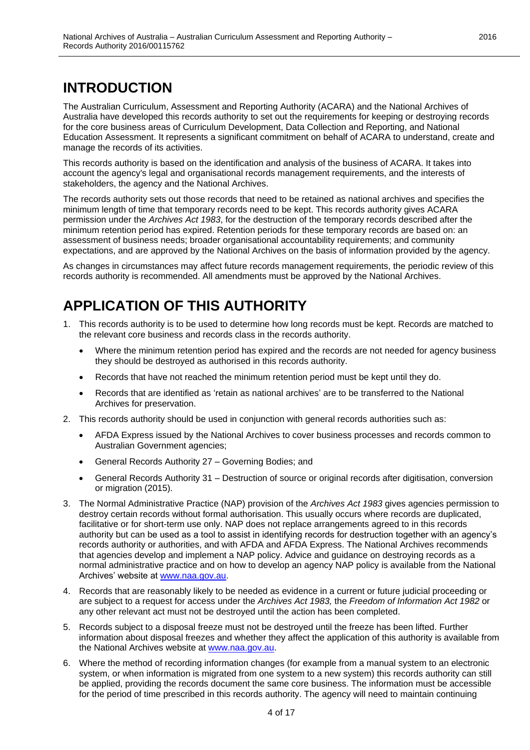# INTRODUCTION

The Australian Curriculum, Assessment and Reporting Authority (ACARA) and the National Archives of Australia have developed this records authority to set out the requirements for keeping or destroying records for the core business areas of Curriculum Development, Data Collection and Reporting, and National Education Assessment. It represents a significant commitment on behalf of ACARA to understand, create and manage the records of its activities.

This records authority is based on the identification and analysis of the business of ACARA. It takes into account the agency's legal and organisational records management requirements, and the interests of stakeholders, the agency and the National Archives.

The records authority sets out those records that need to be retained as national archives and specifies the minimum length of time that temporary records need to be kept. This records authority gives ACARA permission under the *Archives Act 1983*, for the destruction of the temporary records described after the minimum retention period has expired. Retention periods for these temporary records are based on: an assessment of business needs; broader organisational accountability requirements; and community expectations, and are approved by the National Archives on the basis of information provided by the agency.

As changes in circumstances may affect future records management requirements, the periodic review of this records authority is recommended. All amendments must be approved by the National Archives.

# APPLICATION OF THIS AUTHORITY

1. This records authority is to be used to determine how long records must be kept. Records are matched to the relevant core business and records class in the records authority.
   - Where the minimum retention period has expired and the records are not needed for agency business they should be destroyed as authorised in this records authority.
   - Records that have not reached the minimum retention period must be kept until they do.
   - Records that are identified as 'retain as national archives' are to be transferred to the National Archives for preservation.
2. This records authority should be used in conjunction with general records authorities such as:
   - AFDA Express issued by the National Archives to cover business processes and records common to Australian Government agencies;
   - General Records Authority 27 – Governing Bodies; and
   - General Records Authority 31 – Destruction of source or original records after digitisation, conversion or migration (2015).
3. The Normal Administrative Practice (NAP) provision of the *Archives Act 1983* gives agencies permission to destroy certain records without formal authorisation. This usually occurs where records are duplicated, facilitative or for short-term use only. NAP does not replace arrangements agreed to in this records authority but can be used as a tool to assist in identifying records for destruction together with an agency's records authority or authorities, and with AFDA and AFDA Express. The National Archives recommends that agencies develop and implement a NAP policy. Advice and guidance on destroying records as a normal administrative practice and on how to develop an agency NAP policy is available from the National Archives' website at www.naa.gov.au.
4. Records that are reasonably likely to be needed as evidence in a current or future judicial proceeding or are subject to a request for access under the *Archives Act 1983,* the *Freedom of Information Act 1982* or any other relevant act must not be destroyed until the action has been completed.
5. Records subject to a disposal freeze must not be destroyed until the freeze has been lifted. Further information about disposal freezes and whether they affect the application of this authority is available from the National Archives website at www.naa.gov.au.
6. Where the method of recording information changes (for example from a manual system to an electronic system, or when information is migrated from one system to a new system) this records authority can still be applied, providing the records document the same core business. The information must be accessible for the period of time prescribed in this records authority. The agency will need to maintain continuing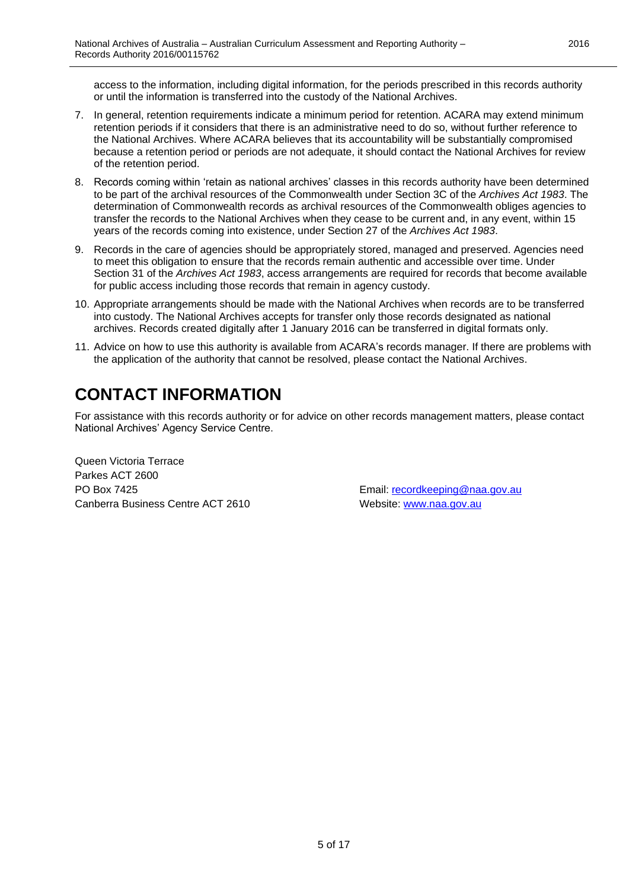access to the information, including digital information, for the periods prescribed in this records authority or until the information is transferred into the custody of the National Archives.

7. In general, retention requirements indicate a minimum period for retention. ACARA may extend minimum retention periods if it considers that there is an administrative need to do so, without further reference to the National Archives. Where ACARA believes that its accountability will be substantially compromised because a retention period or periods are not adequate, it should contact the National Archives for review of the retention period.
8. Records coming within 'retain as national archives' classes in this records authority have been determined to be part of the archival resources of the Commonwealth under Section 3C of the *Archives Act 1983*. The determination of Commonwealth records as archival resources of the Commonwealth obliges agencies to transfer the records to the National Archives when they cease to be current and, in any event, within 15 years of the records coming into existence, under Section 27 of the *Archives Act 1983*.
9. Records in the care of agencies should be appropriately stored, managed and preserved. Agencies need to meet this obligation to ensure that the records remain authentic and accessible over time. Under Section 31 of the *Archives Act 1983*, access arrangements are required for records that become available for public access including those records that remain in agency custody.
10. Appropriate arrangements should be made with the National Archives when records are to be transferred into custody. The National Archives accepts for transfer only those records designated as national archives. Records created digitally after 1 January 2016 can be transferred in digital formats only.
11. Advice on how to use this authority is available from ACARA's records manager. If there are problems with the application of the authority that cannot be resolved, please contact the National Archives.

# CONTACT INFORMATION

For assistance with this records authority or for advice on other records management matters, please contact National Archives' Agency Service Centre.

Queen Victoria Terrace
Parkes ACT 2600
PO Box 7425
Canberra Business Centre ACT 2610

Email: recordkeeping@naa.gov.au
Website: www.naa.gov.au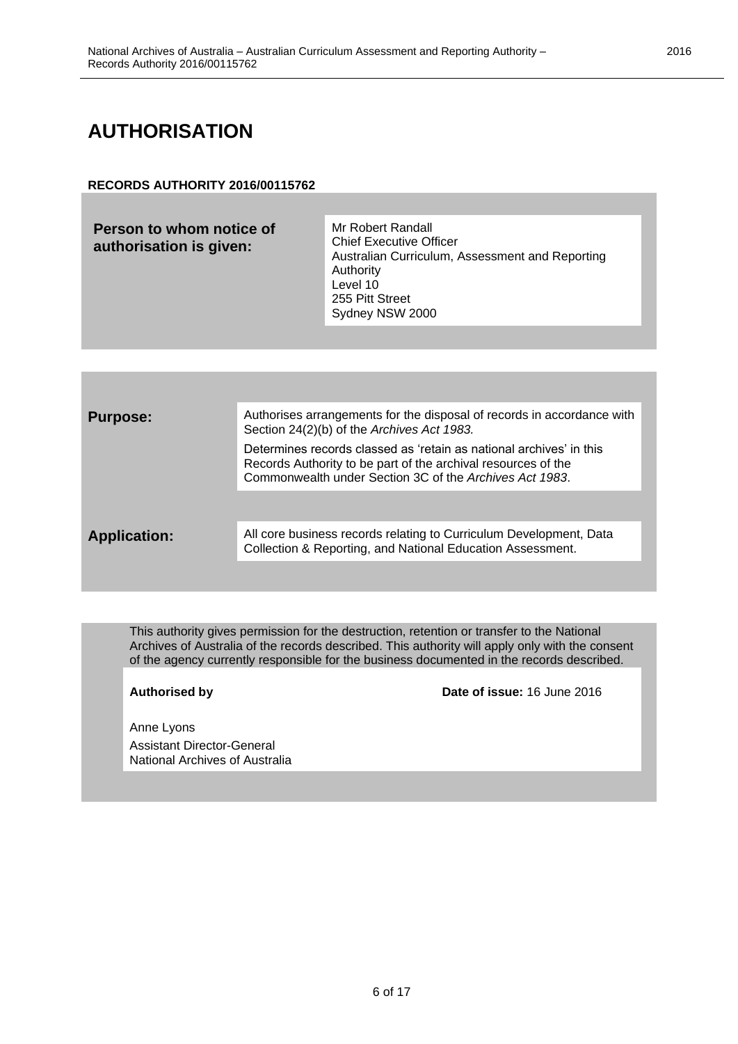# AUTHORISATION

**RECORDS AUTHORITY 2016/00115762**

| **Person to whom notice of authorisation is given:** | Mr Robert Randall<br>Chief Executive Officer<br>Australian Curriculum, Assessment and Reporting Authority<br>Level 10<br>255 Pitt Street<br>Sydney NSW 2000 |
|---|---|

| | |
|---|---|
| **Purpose:** | Authorises arrangements for the disposal of records in accordance with Section 24(2)(b) of the *Archives Act 1983.*<br><br>Determines records classed as 'retain as national archives' in this Records Authority to be part of the archival resources of the Commonwealth under Section 3C of the *Archives Act 1983*. |
| **Application:** | All core business records relating to Curriculum Development, Data Collection & Reporting, and National Education Assessment. |

This authority gives permission for the destruction, retention or transfer to the National Archives of Australia of the records described. This authority will apply only with the consent of the agency currently responsible for the business documented in the records described.

**Authorised by**

**Date of issue:** 16 June 2016

Anne Lyons
Assistant Director-General
National Archives of Australia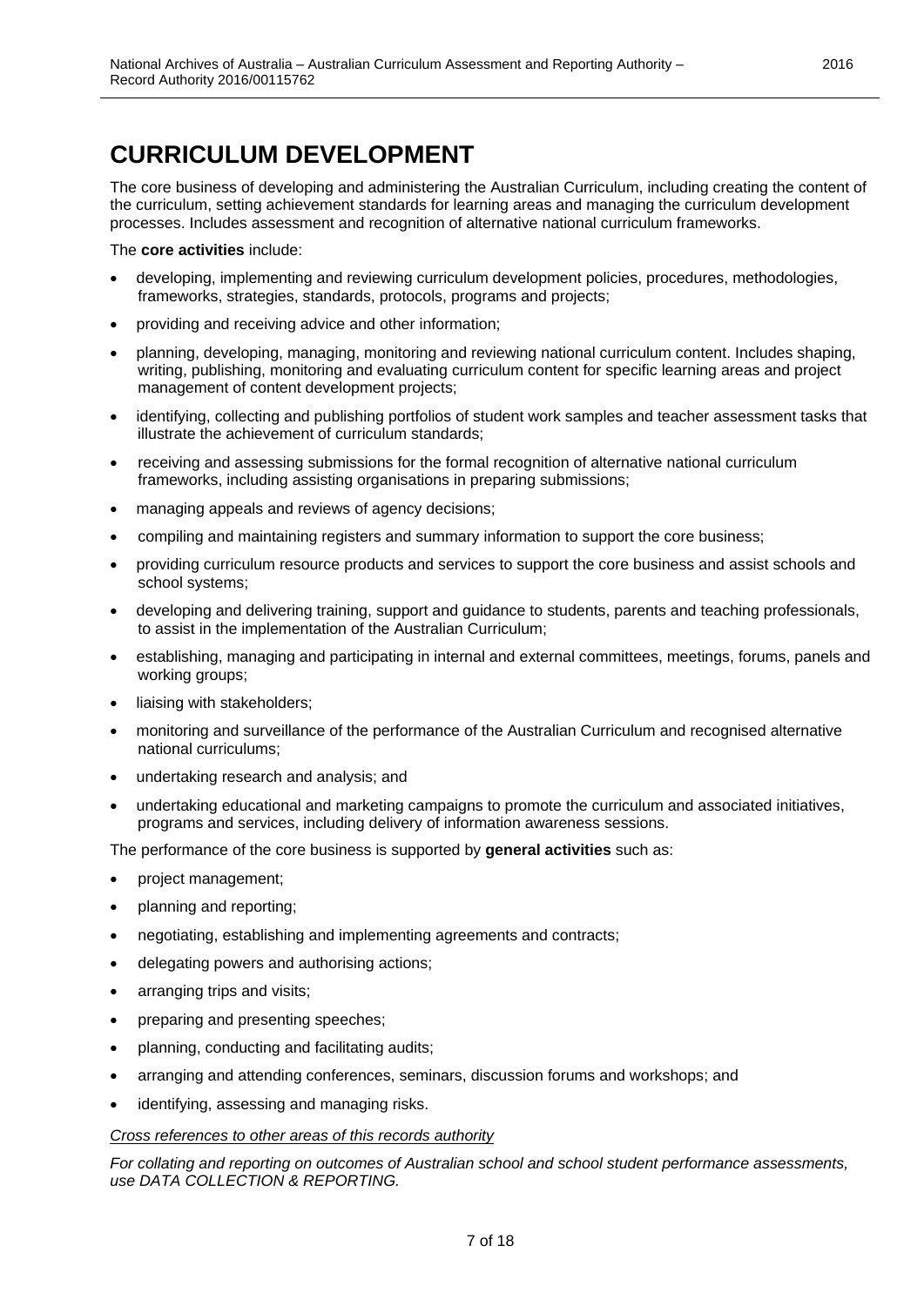# CURRICULUM DEVELOPMENT

The core business of developing and administering the Australian Curriculum, including creating the content of the curriculum, setting achievement standards for learning areas and managing the curriculum development processes. Includes assessment and recognition of alternative national curriculum frameworks.

The **core activities** include:

- developing, implementing and reviewing curriculum development policies, procedures, methodologies, frameworks, strategies, standards, protocols, programs and projects;
- providing and receiving advice and other information;
- planning, developing, managing, monitoring and reviewing national curriculum content. Includes shaping, writing, publishing, monitoring and evaluating curriculum content for specific learning areas and project management of content development projects;
- identifying, collecting and publishing portfolios of student work samples and teacher assessment tasks that illustrate the achievement of curriculum standards;
- receiving and assessing submissions for the formal recognition of alternative national curriculum frameworks, including assisting organisations in preparing submissions;
- managing appeals and reviews of agency decisions;
- compiling and maintaining registers and summary information to support the core business;
- providing curriculum resource products and services to support the core business and assist schools and school systems;
- developing and delivering training, support and guidance to students, parents and teaching professionals, to assist in the implementation of the Australian Curriculum;
- establishing, managing and participating in internal and external committees, meetings, forums, panels and working groups;
- liaising with stakeholders;
- monitoring and surveillance of the performance of the Australian Curriculum and recognised alternative national curriculums;
- undertaking research and analysis; and
- undertaking educational and marketing campaigns to promote the curriculum and associated initiatives, programs and services, including delivery of information awareness sessions.

The performance of the core business is supported by **general activities** such as:

- project management;
- planning and reporting;
- negotiating, establishing and implementing agreements and contracts;
- delegating powers and authorising actions;
- arranging trips and visits;
- preparing and presenting speeches;
- planning, conducting and facilitating audits;
- arranging and attending conferences, seminars, discussion forums and workshops; and
- identifying, assessing and managing risks.

*Cross references to other areas of this records authority*

*For collating and reporting on outcomes of Australian school and school student performance assessments, use DATA COLLECTION & REPORTING.*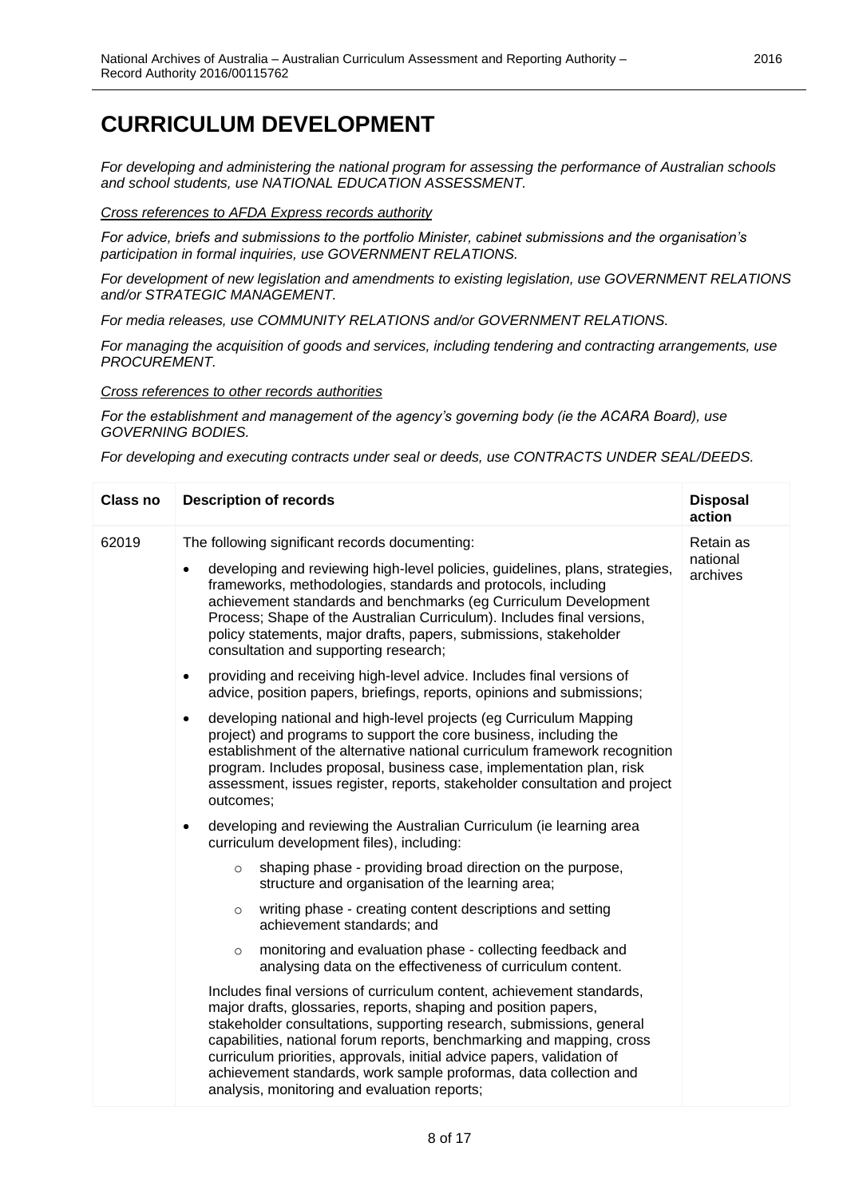# CURRICULUM DEVELOPMENT

*For developing and administering the national program for assessing the performance of Australian schools and school students, use NATIONAL EDUCATION ASSESSMENT.*

*Cross references to AFDA Express records authority*

*For advice, briefs and submissions to the portfolio Minister, cabinet submissions and the organisation's participation in formal inquiries, use GOVERNMENT RELATIONS.*

*For development of new legislation and amendments to existing legislation, use GOVERNMENT RELATIONS and/or STRATEGIC MANAGEMENT.*

*For media releases, use COMMUNITY RELATIONS and/or GOVERNMENT RELATIONS.*

*For managing the acquisition of goods and services, including tendering and contracting arrangements, use PROCUREMENT.*

*Cross references to other records authorities*

*For the establishment and management of the agency's governing body (ie the ACARA Board), use GOVERNING BODIES.*

*For developing and executing contracts under seal or deeds, use CONTRACTS UNDER SEAL/DEEDS.*

| Class no | Description of records | Disposal action |
|---|---|---|
| 62019 | The following significant records documenting:<br><br>• developing and reviewing high-level policies, guidelines, plans, strategies, frameworks, methodologies, standards and protocols, including achievement standards and benchmarks (eg Curriculum Development Process; Shape of the Australian Curriculum). Includes final versions, policy statements, major drafts, papers, submissions, stakeholder consultation and supporting research;<br><br>• providing and receiving high-level advice. Includes final versions of advice, position papers, briefings, reports, opinions and submissions;<br><br>• developing national and high-level projects (eg Curriculum Mapping project) and programs to support the core business, including the establishment of the alternative national curriculum framework recognition program. Includes proposal, business case, implementation plan, risk assessment, issues register, reports, stakeholder consultation and project outcomes;<br><br>• developing and reviewing the Australian Curriculum (ie learning area curriculum development files), including:<br>  ○ shaping phase - providing broad direction on the purpose, structure and organisation of the learning area;<br>  ○ writing phase - creating content descriptions and setting achievement standards; and<br>  ○ monitoring and evaluation phase - collecting feedback and analysing data on the effectiveness of curriculum content.<br><br>Includes final versions of curriculum content, achievement standards, major drafts, glossaries, reports, shaping and position papers, stakeholder consultations, supporting research, submissions, general capabilities, national forum reports, benchmarking and mapping, cross curriculum priorities, approvals, initial advice papers, validation of achievement standards, work sample proformas, data collection and analysis, monitoring and evaluation reports; | Retain as national archives |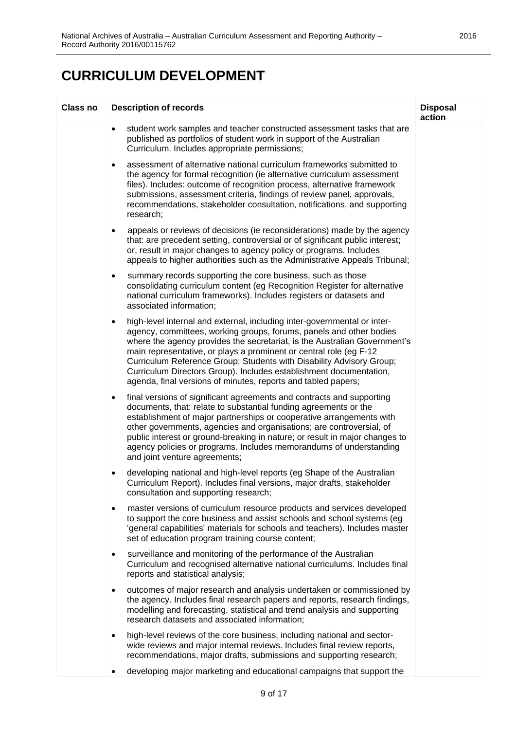# CURRICULUM DEVELOPMENT

| Class no | Description of records | Disposal action |
|---|---|---|
| | • student work samples and teacher constructed assessment tasks that are published as portfolios of student work in support of the Australian Curriculum. Includes appropriate permissions;<br>• assessment of alternative national curriculum frameworks submitted to the agency for formal recognition (ie alternative curriculum assessment files). Includes: outcome of recognition process, alternative framework submissions, assessment criteria, findings of review panel, approvals, recommendations, stakeholder consultation, notifications, and supporting research;<br>• appeals or reviews of decisions (ie reconsiderations) made by the agency that: are precedent setting, controversial or of significant public interest; or, result in major changes to agency policy or programs. Includes appeals to higher authorities such as the Administrative Appeals Tribunal;<br>• summary records supporting the core business, such as those consolidating curriculum content (eg Recognition Register for alternative national curriculum frameworks). Includes registers or datasets and associated information;<br>• high-level internal and external, including inter-governmental or inter-agency, committees, working groups, forums, panels and other bodies where the agency provides the secretariat, is the Australian Government's main representative, or plays a prominent or central role (eg F-12 Curriculum Reference Group; Students with Disability Advisory Group; Curriculum Directors Group). Includes establishment documentation, agenda, final versions of minutes, reports and tabled papers;<br>• final versions of significant agreements and contracts and supporting documents, that: relate to substantial funding agreements or the establishment of major partnerships or cooperative arrangements with other governments, agencies and organisations; are controversial, of public interest or ground-breaking in nature; or result in major changes to agency policies or programs. Includes memorandums of understanding and joint venture agreements;<br>• developing national and high-level reports (eg Shape of the Australian Curriculum Report). Includes final versions, major drafts, stakeholder consultation and supporting research;<br>• master versions of curriculum resource products and services developed to support the core business and assist schools and school systems (eg 'general capabilities' materials for schools and teachers). Includes master set of education program training course content;<br>• surveillance and monitoring of the performance of the Australian Curriculum and recognised alternative national curriculums. Includes final reports and statistical analysis;<br>• outcomes of major research and analysis undertaken or commissioned by the agency. Includes final research papers and reports, research findings, modelling and forecasting, statistical and trend analysis and supporting research datasets and associated information;<br>• high-level reviews of the core business, including national and sector-wide reviews and major internal reviews. Includes final review reports, recommendations, major drafts, submissions and supporting research;<br>• developing major marketing and educational campaigns that support the | |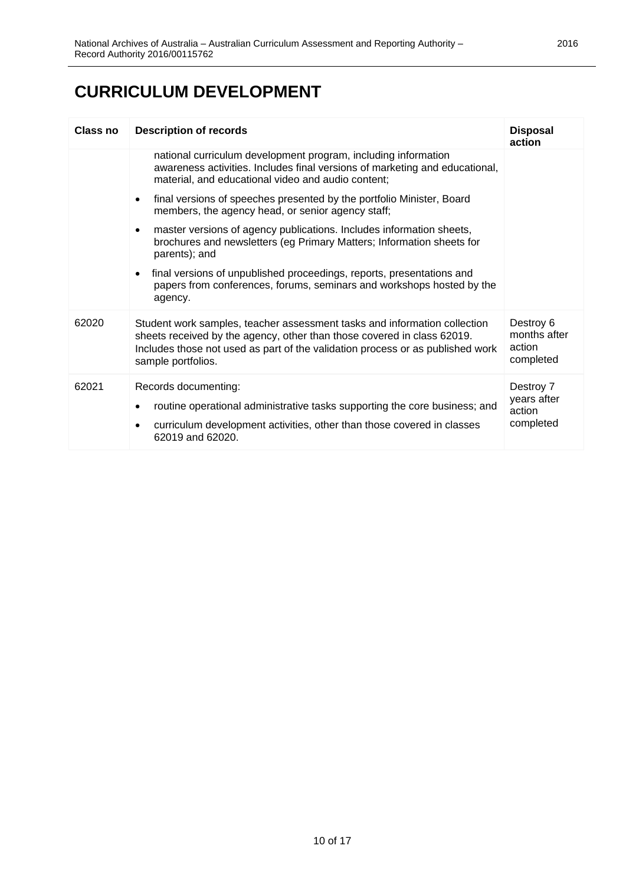# CURRICULUM DEVELOPMENT

| Class no | Description of records | Disposal action |
|---|---|---|
| | national curriculum development program, including information awareness activities. Includes final versions of marketing and educational, material, and educational video and audio content;<br>• final versions of speeches presented by the portfolio Minister, Board members, the agency head, or senior agency staff;<br>• master versions of agency publications. Includes information sheets, brochures and newsletters (eg Primary Matters; Information sheets for parents); and<br>• final versions of unpublished proceedings, reports, presentations and papers from conferences, forums, seminars and workshops hosted by the agency. | |
| 62020 | Student work samples, teacher assessment tasks and information collection sheets received by the agency, other than those covered in class 62019. Includes those not used as part of the validation process or as published work sample portfolios. | Destroy 6 months after action completed |
| 62021 | Records documenting:<br>• routine operational administrative tasks supporting the core business; and<br>• curriculum development activities, other than those covered in classes 62019 and 62020. | Destroy 7 years after action completed |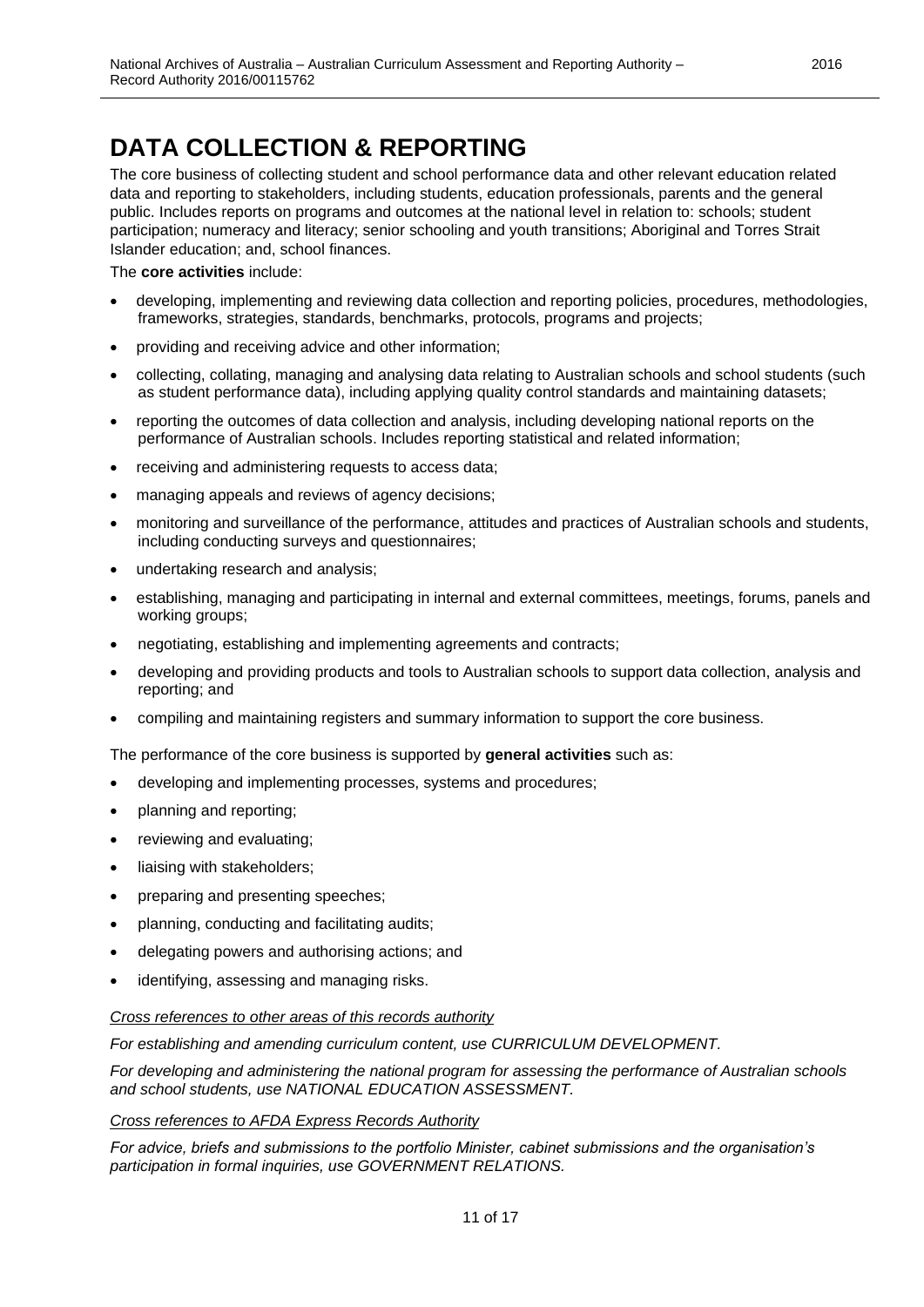# DATA COLLECTION & REPORTING

The core business of collecting student and school performance data and other relevant education related data and reporting to stakeholders, including students, education professionals, parents and the general public. Includes reports on programs and outcomes at the national level in relation to: schools; student participation; numeracy and literacy; senior schooling and youth transitions; Aboriginal and Torres Strait Islander education; and, school finances.

The **core activities** include:

- developing, implementing and reviewing data collection and reporting policies, procedures, methodologies, frameworks, strategies, standards, benchmarks, protocols, programs and projects;
- providing and receiving advice and other information;
- collecting, collating, managing and analysing data relating to Australian schools and school students (such as student performance data), including applying quality control standards and maintaining datasets;
- reporting the outcomes of data collection and analysis, including developing national reports on the performance of Australian schools. Includes reporting statistical and related information;
- receiving and administering requests to access data;
- managing appeals and reviews of agency decisions;
- monitoring and surveillance of the performance, attitudes and practices of Australian schools and students, including conducting surveys and questionnaires;
- undertaking research and analysis;
- establishing, managing and participating in internal and external committees, meetings, forums, panels and working groups;
- negotiating, establishing and implementing agreements and contracts;
- developing and providing products and tools to Australian schools to support data collection, analysis and reporting; and
- compiling and maintaining registers and summary information to support the core business.

The performance of the core business is supported by **general activities** such as:

- developing and implementing processes, systems and procedures;
- planning and reporting;
- reviewing and evaluating;
- liaising with stakeholders;
- preparing and presenting speeches;
- planning, conducting and facilitating audits;
- delegating powers and authorising actions; and
- identifying, assessing and managing risks.

*Cross references to other areas of this records authority*

*For establishing and amending curriculum content, use CURRICULUM DEVELOPMENT.*

*For developing and administering the national program for assessing the performance of Australian schools and school students, use NATIONAL EDUCATION ASSESSMENT.*

*Cross references to AFDA Express Records Authority*

*For advice, briefs and submissions to the portfolio Minister, cabinet submissions and the organisation's participation in formal inquiries, use GOVERNMENT RELATIONS.*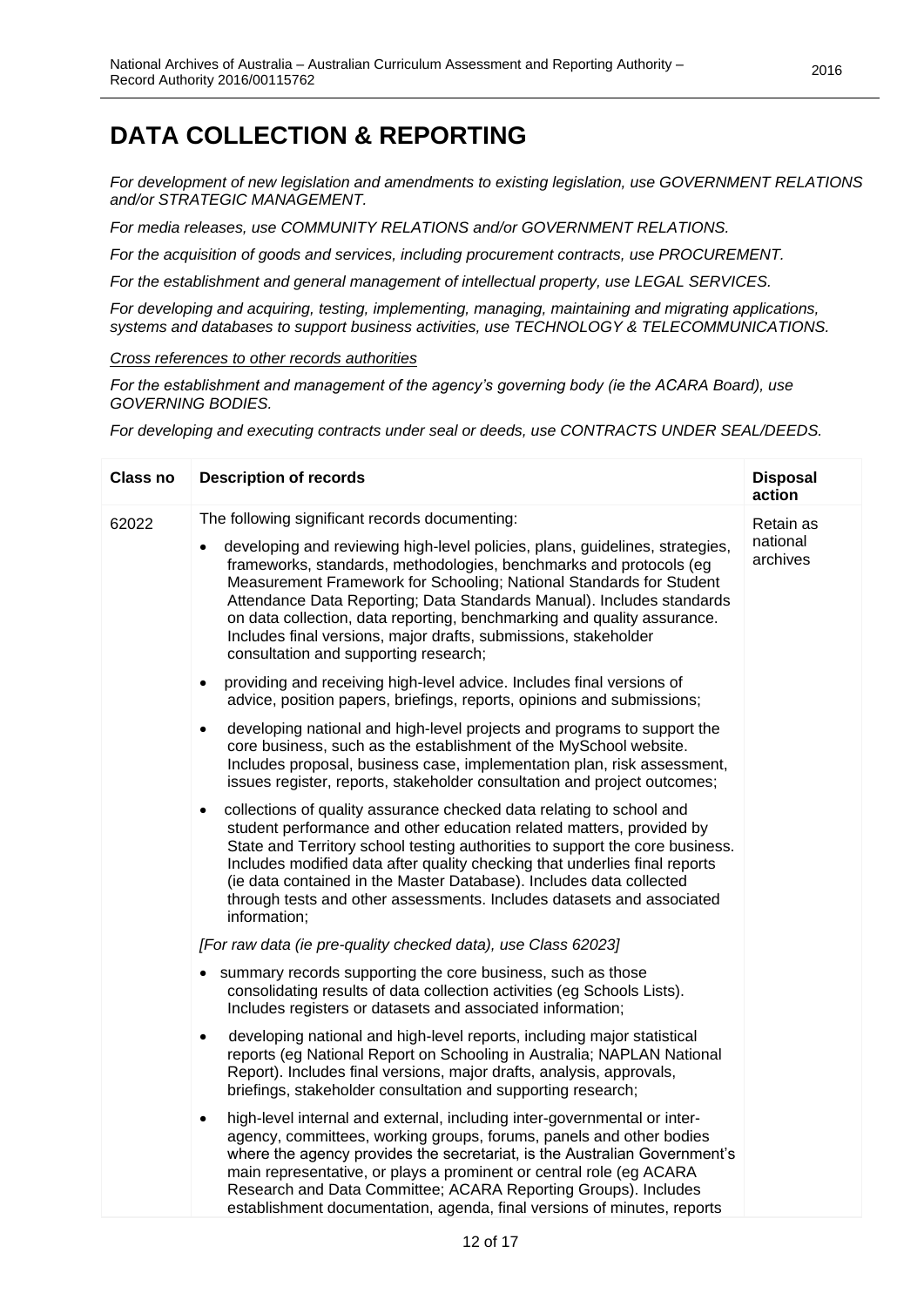# DATA COLLECTION & REPORTING

*For development of new legislation and amendments to existing legislation, use GOVERNMENT RELATIONS and/or STRATEGIC MANAGEMENT.*

*For media releases, use COMMUNITY RELATIONS and/or GOVERNMENT RELATIONS.*

*For the acquisition of goods and services, including procurement contracts, use PROCUREMENT.*

*For the establishment and general management of intellectual property, use LEGAL SERVICES.*

*For developing and acquiring, testing, implementing, managing, maintaining and migrating applications, systems and databases to support business activities, use TECHNOLOGY & TELECOMMUNICATIONS.*

*Cross references to other records authorities*

*For the establishment and management of the agency's governing body (ie the ACARA Board), use GOVERNING BODIES.*

*For developing and executing contracts under seal or deeds, use CONTRACTS UNDER SEAL/DEEDS.*

| Class no | Description of records | Disposal action |
|---|---|---|
| 62022 | The following significant records documenting:<br>• developing and reviewing high-level policies, plans, guidelines, strategies, frameworks, standards, methodologies, benchmarks and protocols (eg Measurement Framework for Schooling; National Standards for Student Attendance Data Reporting; Data Standards Manual). Includes standards on data collection, data reporting, benchmarking and quality assurance. Includes final versions, major drafts, submissions, stakeholder consultation and supporting research;<br>• providing and receiving high-level advice. Includes final versions of advice, position papers, briefings, reports, opinions and submissions;<br>• developing national and high-level projects and programs to support the core business, such as the establishment of the MySchool website. Includes proposal, business case, implementation plan, risk assessment, issues register, reports, stakeholder consultation and project outcomes;<br>• collections of quality assurance checked data relating to school and student performance and other education related matters, provided by State and Territory school testing authorities to support the core business. Includes modified data after quality checking that underlies final reports (ie data contained in the Master Database). Includes data collected through tests and other assessments. Includes datasets and associated information;<br>*[For raw data (ie pre-quality checked data), use Class 62023]*<br>• summary records supporting the core business, such as those consolidating results of data collection activities (eg Schools Lists). Includes registers or datasets and associated information;<br>• developing national and high-level reports, including major statistical reports (eg National Report on Schooling in Australia; NAPLAN National Report). Includes final versions, major drafts, analysis, approvals, briefings, stakeholder consultation and supporting research;<br>• high-level internal and external, including inter-governmental or inter-agency, committees, working groups, forums, panels and other bodies where the agency provides the secretariat, is the Australian Government's main representative, or plays a prominent or central role (eg ACARA Research and Data Committee; ACARA Reporting Groups). Includes establishment documentation, agenda, final versions of minutes, reports | Retain as national archives |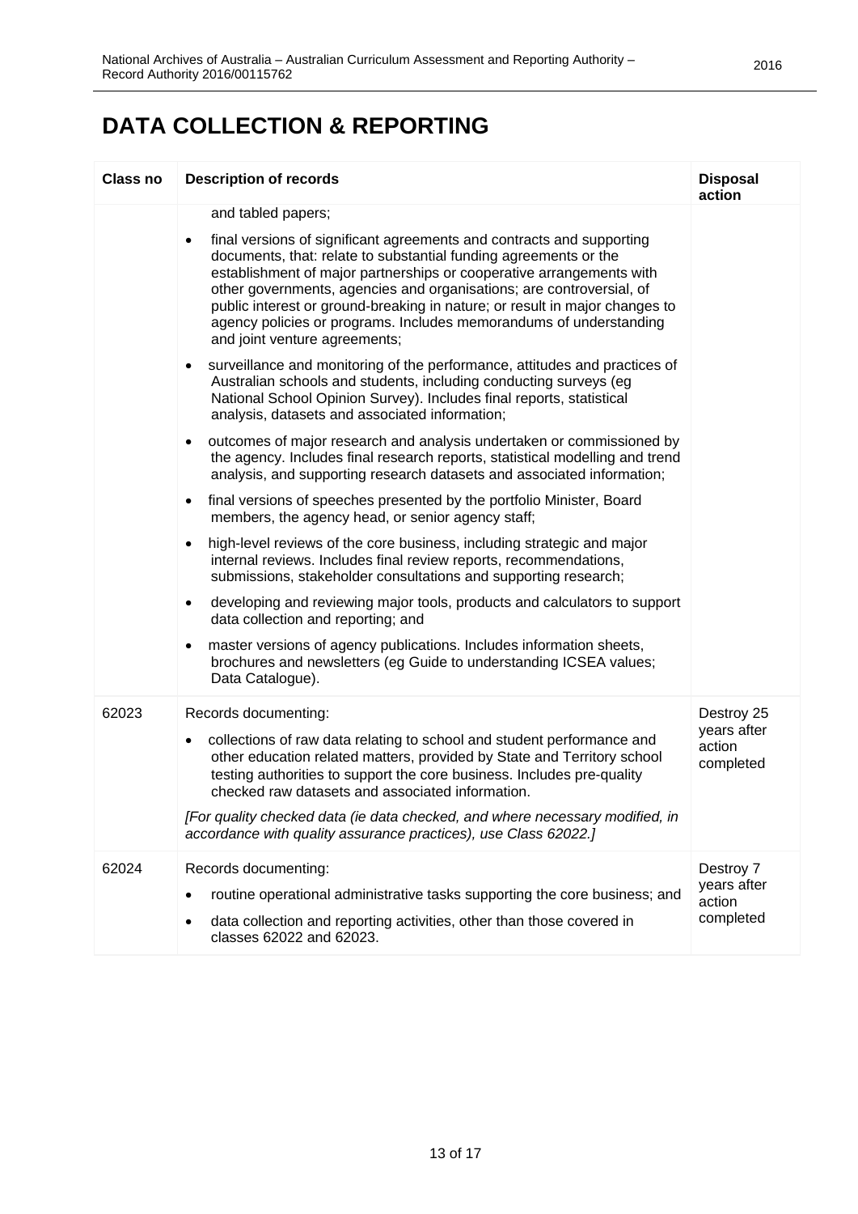# DATA COLLECTION & REPORTING

| Class no | Description of records | Disposal action |
|---|---|---|
| | and tabled papers;<br>• final versions of significant agreements and contracts and supporting documents, that: relate to substantial funding agreements or the establishment of major partnerships or cooperative arrangements with other governments, agencies and organisations; are controversial, of public interest or ground-breaking in nature; or result in major changes to agency policies or programs. Includes memorandums of understanding and joint venture agreements;<br>• surveillance and monitoring of the performance, attitudes and practices of Australian schools and students, including conducting surveys (eg National School Opinion Survey). Includes final reports, statistical analysis, datasets and associated information;<br>• outcomes of major research and analysis undertaken or commissioned by the agency. Includes final research reports, statistical modelling and trend analysis, and supporting research datasets and associated information;<br>• final versions of speeches presented by the portfolio Minister, Board members, the agency head, or senior agency staff;<br>• high-level reviews of the core business, including strategic and major internal reviews. Includes final review reports, recommendations, submissions, stakeholder consultations and supporting research;<br>• developing and reviewing major tools, products and calculators to support data collection and reporting; and<br>• master versions of agency publications. Includes information sheets, brochures and newsletters (eg Guide to understanding ICSEA values; Data Catalogue). | |
| 62023 | Records documenting:<br>• collections of raw data relating to school and student performance and other education related matters, provided by State and Territory school testing authorities to support the core business. Includes pre-quality checked raw datasets and associated information.<br>*[For quality checked data (ie data checked, and where necessary modified, in accordance with quality assurance practices), use Class 62022.]* | Destroy 25 years after action completed |
| 62024 | Records documenting:<br>• routine operational administrative tasks supporting the core business; and<br>• data collection and reporting activities, other than those covered in classes 62022 and 62023. | Destroy 7 years after action completed |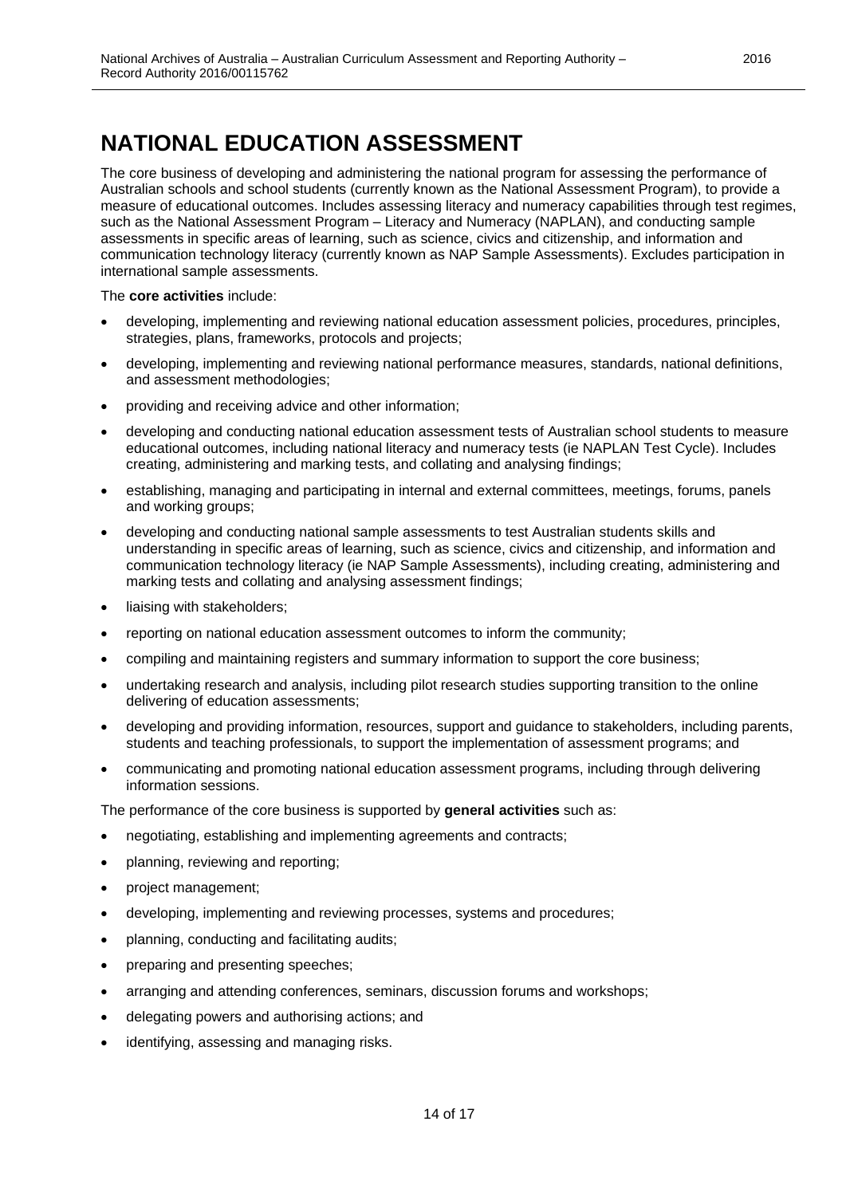# NATIONAL EDUCATION ASSESSMENT

The core business of developing and administering the national program for assessing the performance of Australian schools and school students (currently known as the National Assessment Program), to provide a measure of educational outcomes. Includes assessing literacy and numeracy capabilities through test regimes, such as the National Assessment Program – Literacy and Numeracy (NAPLAN), and conducting sample assessments in specific areas of learning, such as science, civics and citizenship, and information and communication technology literacy (currently known as NAP Sample Assessments). Excludes participation in international sample assessments.

The **core activities** include:

- developing, implementing and reviewing national education assessment policies, procedures, principles, strategies, plans, frameworks, protocols and projects;
- developing, implementing and reviewing national performance measures, standards, national definitions, and assessment methodologies;
- providing and receiving advice and other information;
- developing and conducting national education assessment tests of Australian school students to measure educational outcomes, including national literacy and numeracy tests (ie NAPLAN Test Cycle). Includes creating, administering and marking tests, and collating and analysing findings;
- establishing, managing and participating in internal and external committees, meetings, forums, panels and working groups;
- developing and conducting national sample assessments to test Australian students skills and understanding in specific areas of learning, such as science, civics and citizenship, and information and communication technology literacy (ie NAP Sample Assessments), including creating, administering and marking tests and collating and analysing assessment findings;
- liaising with stakeholders;
- reporting on national education assessment outcomes to inform the community;
- compiling and maintaining registers and summary information to support the core business;
- undertaking research and analysis, including pilot research studies supporting transition to the online delivering of education assessments;
- developing and providing information, resources, support and guidance to stakeholders, including parents, students and teaching professionals, to support the implementation of assessment programs; and
- communicating and promoting national education assessment programs, including through delivering information sessions.

The performance of the core business is supported by **general activities** such as:

- negotiating, establishing and implementing agreements and contracts;
- planning, reviewing and reporting;
- project management;
- developing, implementing and reviewing processes, systems and procedures;
- planning, conducting and facilitating audits;
- preparing and presenting speeches;
- arranging and attending conferences, seminars, discussion forums and workshops;
- delegating powers and authorising actions; and
- identifying, assessing and managing risks.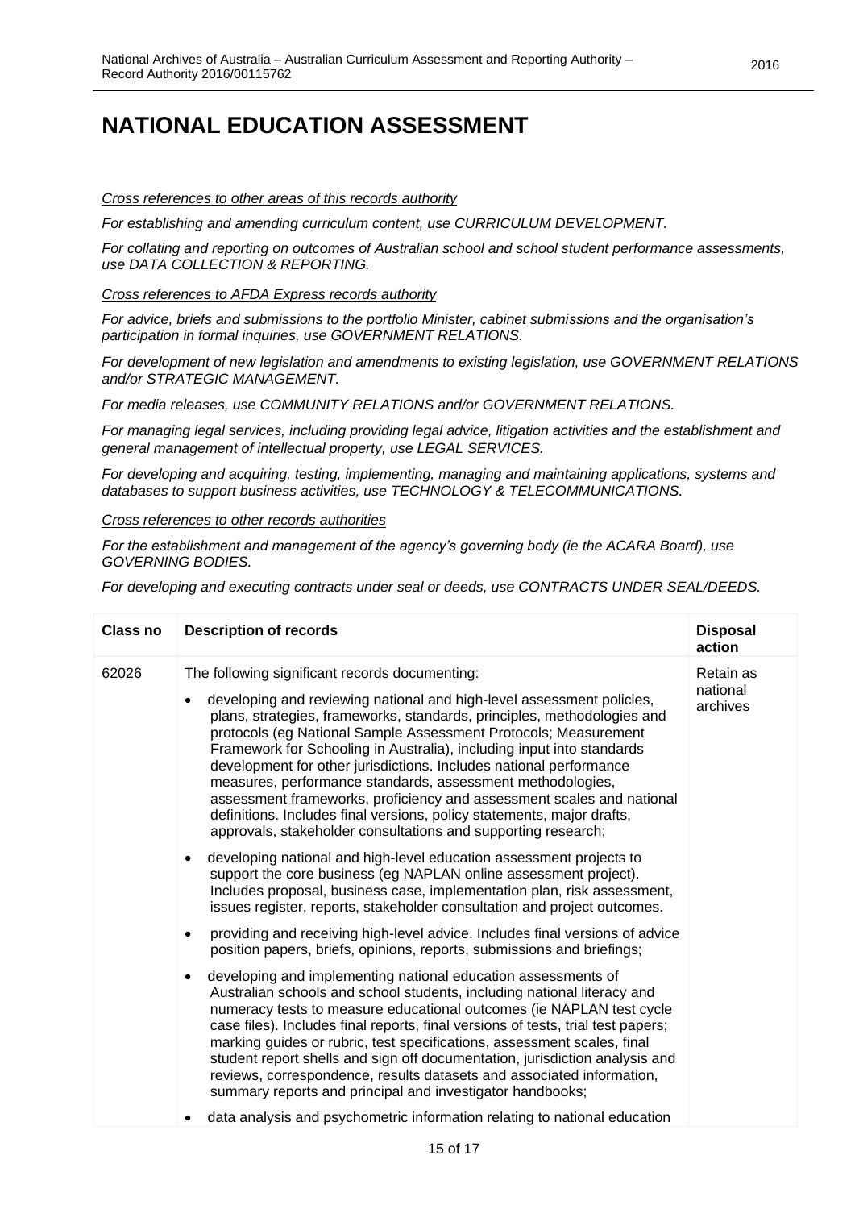# NATIONAL EDUCATION ASSESSMENT

*Cross references to other areas of this records authority*

*For establishing and amending curriculum content, use CURRICULUM DEVELOPMENT.*

*For collating and reporting on outcomes of Australian school and school student performance assessments, use DATA COLLECTION & REPORTING.*

*Cross references to AFDA Express records authority*

*For advice, briefs and submissions to the portfolio Minister, cabinet submissions and the organisation's participation in formal inquiries, use GOVERNMENT RELATIONS.*

*For development of new legislation and amendments to existing legislation, use GOVERNMENT RELATIONS and/or STRATEGIC MANAGEMENT.*

*For media releases, use COMMUNITY RELATIONS and/or GOVERNMENT RELATIONS.*

*For managing legal services, including providing legal advice, litigation activities and the establishment and general management of intellectual property, use LEGAL SERVICES.*

*For developing and acquiring, testing, implementing, managing and maintaining applications, systems and databases to support business activities, use TECHNOLOGY & TELECOMMUNICATIONS.*

*Cross references to other records authorities*

*For the establishment and management of the agency's governing body (ie the ACARA Board), use GOVERNING BODIES.*

*For developing and executing contracts under seal or deeds, use CONTRACTS UNDER SEAL/DEEDS.*

| Class no | Description of records | Disposal action |
|---|---|---|
| 62026 | The following significant records documenting:<br><br>• developing and reviewing national and high-level assessment policies, plans, strategies, frameworks, standards, principles, methodologies and protocols (eg National Sample Assessment Protocols; Measurement Framework for Schooling in Australia), including input into standards development for other jurisdictions. Includes national performance measures, performance standards, assessment methodologies, assessment frameworks, proficiency and assessment scales and national definitions. Includes final versions, policy statements, major drafts, approvals, stakeholder consultations and supporting research;<br><br>• developing national and high-level education assessment projects to support the core business (eg NAPLAN online assessment project). Includes proposal, business case, implementation plan, risk assessment, issues register, reports, stakeholder consultation and project outcomes.<br><br>• providing and receiving high-level advice. Includes final versions of advice position papers, briefs, opinions, reports, submissions and briefings;<br><br>• developing and implementing national education assessments of Australian schools and school students, including national literacy and numeracy tests to measure educational outcomes (ie NAPLAN test cycle case files). Includes final reports, final versions of tests, trial test papers; marking guides or rubric, test specifications, assessment scales, final student report shells and sign off documentation, jurisdiction analysis and reviews, correspondence, results datasets and associated information, summary reports and principal and investigator handbooks;<br><br>• data analysis and psychometric information relating to national education | Retain as national archives |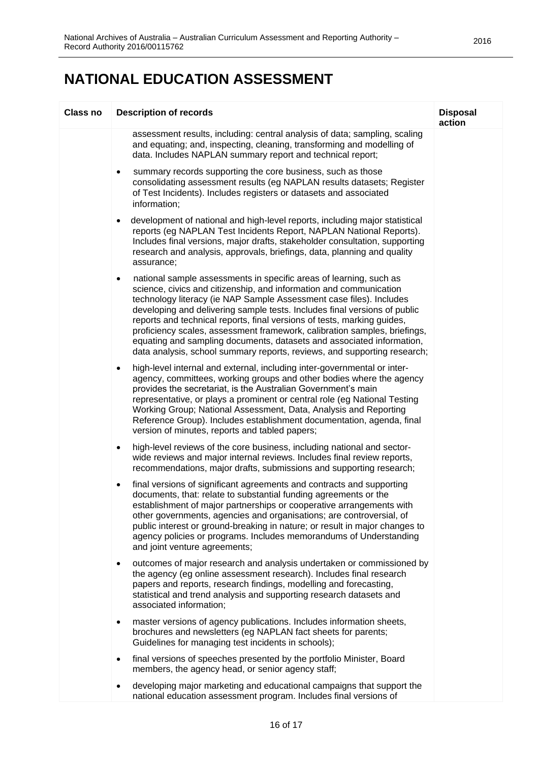# NATIONAL EDUCATION ASSESSMENT

| Class no | Description of records | Disposal action |
|---|---|---|
| | assessment results, including: central analysis of data; sampling, scaling and equating; and, inspecting, cleaning, transforming and modelling of data. Includes NAPLAN summary report and technical report;<br><br>• summary records supporting the core business, such as those consolidating assessment results (eg NAPLAN results datasets; Register of Test Incidents). Includes registers or datasets and associated information;<br><br>• development of national and high-level reports, including major statistical reports (eg NAPLAN Test Incidents Report, NAPLAN National Reports). Includes final versions, major drafts, stakeholder consultation, supporting research and analysis, approvals, briefings, data, planning and quality assurance;<br><br>• national sample assessments in specific areas of learning, such as science, civics and citizenship, and information and communication technology literacy (ie NAP Sample Assessment case files). Includes developing and delivering sample tests. Includes final versions of public reports and technical reports, final versions of tests, marking guides, proficiency scales, assessment framework, calibration samples, briefings, equating and sampling documents, datasets and associated information, data analysis, school summary reports, reviews, and supporting research;<br><br>• high-level internal and external, including inter-governmental or inter-agency, committees, working groups and other bodies where the agency provides the secretariat, is the Australian Government's main representative, or plays a prominent or central role (eg National Testing Working Group; National Assessment, Data, Analysis and Reporting Reference Group). Includes establishment documentation, agenda, final version of minutes, reports and tabled papers;<br><br>• high-level reviews of the core business, including national and sector-wide reviews and major internal reviews. Includes final review reports, recommendations, major drafts, submissions and supporting research;<br><br>• final versions of significant agreements and contracts and supporting documents, that: relate to substantial funding agreements or the establishment of major partnerships or cooperative arrangements with other governments, agencies and organisations; are controversial, of public interest or ground-breaking in nature; or result in major changes to agency policies or programs. Includes memorandums of Understanding and joint venture agreements;<br><br>• outcomes of major research and analysis undertaken or commissioned by the agency (eg online assessment research). Includes final research papers and reports, research findings, modelling and forecasting, statistical and trend analysis and supporting research datasets and associated information;<br><br>• master versions of agency publications. Includes information sheets, brochures and newsletters (eg NAPLAN fact sheets for parents; Guidelines for managing test incidents in schools);<br><br>• final versions of speeches presented by the portfolio Minister, Board members, the agency head, or senior agency staff;<br><br>• developing major marketing and educational campaigns that support the national education assessment program. Includes final versions of | |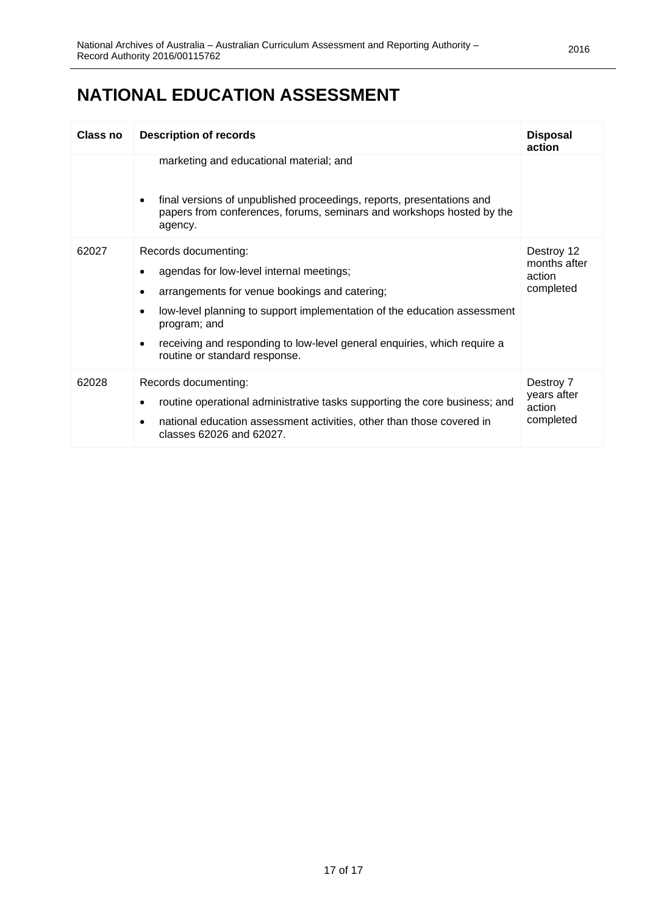# NATIONAL EDUCATION ASSESSMENT

| Class no | Description of records | Disposal action |
|---|---|---|
| | marketing and educational material; and<br><br>• final versions of unpublished proceedings, reports, presentations and papers from conferences, forums, seminars and workshops hosted by the agency. | |
| 62027 | Records documenting:<br>• agendas for low-level internal meetings;<br>• arrangements for venue bookings and catering;<br>• low-level planning to support implementation of the education assessment program; and<br>• receiving and responding to low-level general enquiries, which require a routine or standard response. | Destroy 12 months after action completed |
| 62028 | Records documenting:<br>• routine operational administrative tasks supporting the core business; and<br>• national education assessment activities, other than those covered in classes 62026 and 62027. | Destroy 7 years after action completed |